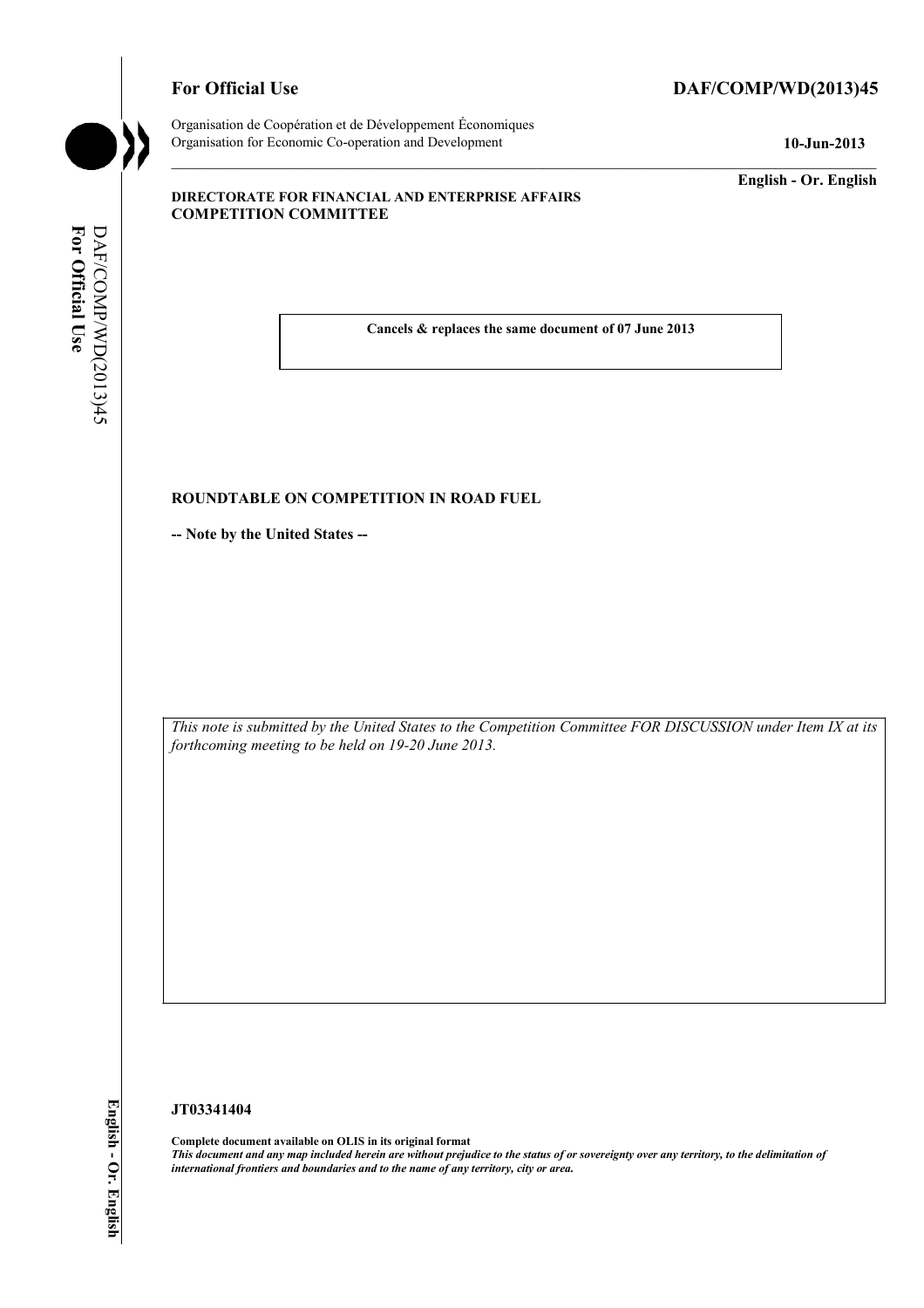**For Official Use** **DAF/COMP/WD(2013)45**

Organisation de Coopération et de Développement Économiques
Organisation for Economic Co-operation and Development **10-Jun-2013**

**English - Or. English**

**DIRECTORATE FOR FINANCIAL AND ENTERPRISE AFFAIRS**
**COMPETITION COMMITTEE**

**Cancels & replaces the same document of 07 June 2013**

**ROUNDTABLE ON COMPETITION IN ROAD FUEL**

**-- Note by the United States --**

*This note is submitted by the United States to the Competition Committee FOR DISCUSSION under Item IX at its forthcoming meeting to be held on 19-20 June 2013.*

**JT03341404**

**Complete document available on OLIS in its original format**
***This document and any map included herein are without prejudice to the status of or sovereignty over any territory, to the delimitation of international frontiers and boundaries and to the name of any territory, city or area.***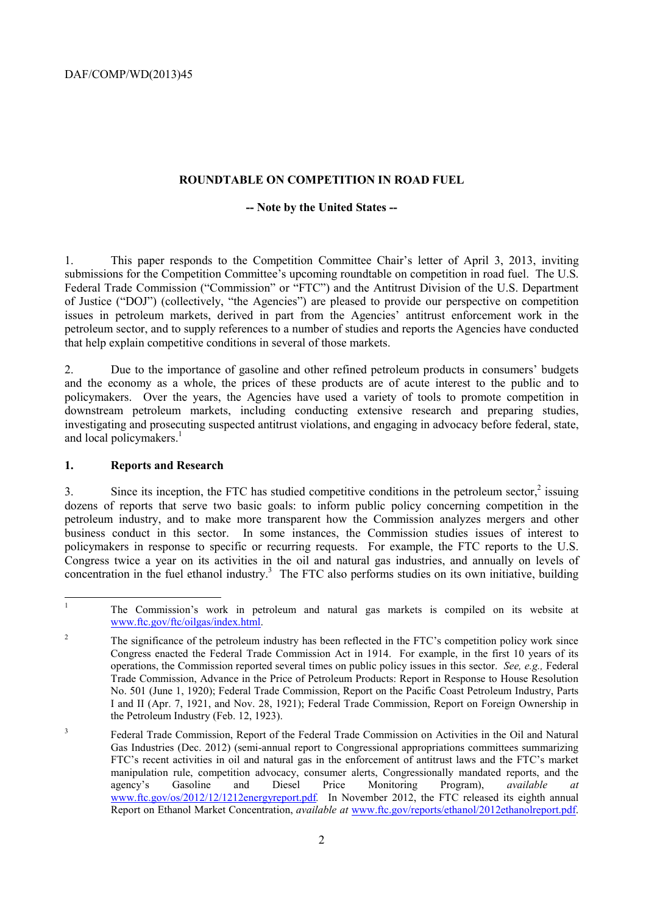# ROUNDTABLE ON COMPETITION IN ROAD FUEL

**-- Note by the United States --**

1. This paper responds to the Competition Committee Chair's letter of April 3, 2013, inviting submissions for the Competition Committee's upcoming roundtable on competition in road fuel. The U.S. Federal Trade Commission ("Commission" or "FTC") and the Antitrust Division of the U.S. Department of Justice ("DOJ") (collectively, "the Agencies") are pleased to provide our perspective on competition issues in petroleum markets, derived in part from the Agencies' antitrust enforcement work in the petroleum sector, and to supply references to a number of studies and reports the Agencies have conducted that help explain competitive conditions in several of those markets.

2. Due to the importance of gasoline and other refined petroleum products in consumers' budgets and the economy as a whole, the prices of these products are of acute interest to the public and to policymakers. Over the years, the Agencies have used a variety of tools to promote competition in downstream petroleum markets, including conducting extensive research and preparing studies, investigating and prosecuting suspected antitrust violations, and engaging in advocacy before federal, state, and local policymakers.[1]

## 1. Reports and Research

3. Since its inception, the FTC has studied competitive conditions in the petroleum sector,[2] issuing dozens of reports that serve two basic goals: to inform public policy concerning competition in the petroleum industry, and to make more transparent how the Commission analyzes mergers and other business conduct in this sector. In some instances, the Commission studies issues of interest to policymakers in response to specific or recurring requests. For example, the FTC reports to the U.S. Congress twice a year on its activities in the oil and natural gas industries, and annually on levels of concentration in the fuel ethanol industry.[3] The FTC also performs studies on its own initiative, building

---

[1] The Commission's work in petroleum and natural gas markets is compiled on its website at www.ftc.gov/ftc/oilgas/index.html.

[2] The significance of the petroleum industry has been reflected in the FTC's competition policy work since Congress enacted the Federal Trade Commission Act in 1914. For example, in the first 10 years of its operations, the Commission reported several times on public policy issues in this sector. *See, e.g.,* Federal Trade Commission, Advance in the Price of Petroleum Products: Report in Response to House Resolution No. 501 (June 1, 1920); Federal Trade Commission, Report on the Pacific Coast Petroleum Industry, Parts I and II (Apr. 7, 1921, and Nov. 28, 1921); Federal Trade Commission, Report on Foreign Ownership in the Petroleum Industry (Feb. 12, 1923).

[3] Federal Trade Commission, Report of the Federal Trade Commission on Activities in the Oil and Natural Gas Industries (Dec. 2012) (semi-annual report to Congressional appropriations committees summarizing FTC's recent activities in oil and natural gas in the enforcement of antitrust laws and the FTC's market manipulation rule, competition advocacy, consumer alerts, Congressionally mandated reports, and the agency's Gasoline and Diesel Price Monitoring Program), *available at* www.ftc.gov/os/2012/12/1212energyreport.pdf. In November 2012, the FTC released its eighth annual Report on Ethanol Market Concentration, *available at* www.ftc.gov/reports/ethanol/2012ethanolreport.pdf.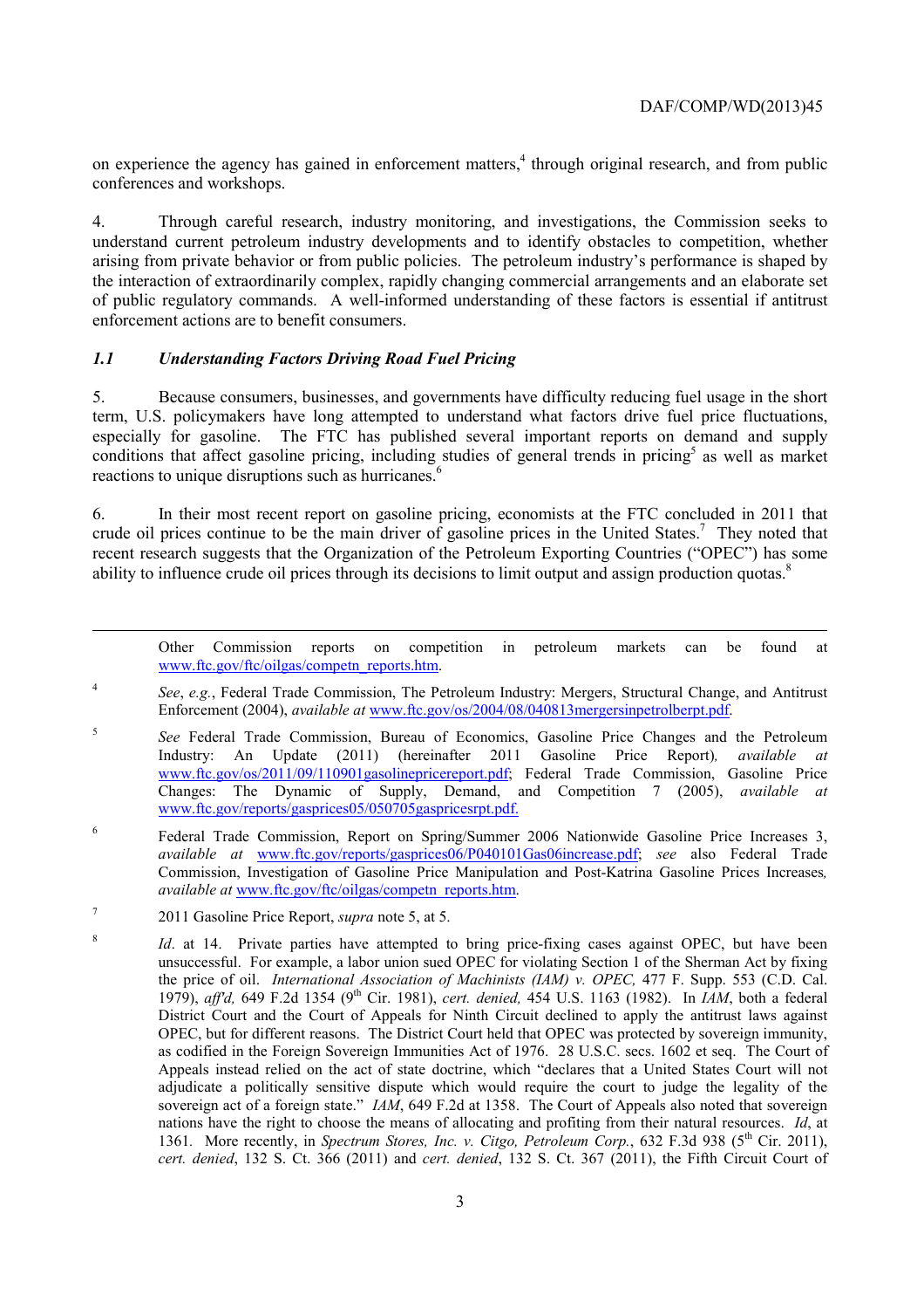on experience the agency has gained in enforcement matters,[4] through original research, and from public conferences and workshops.

4. Through careful research, industry monitoring, and investigations, the Commission seeks to understand current petroleum industry developments and to identify obstacles to competition, whether arising from private behavior or from public policies. The petroleum industry's performance is shaped by the interaction of extraordinarily complex, rapidly changing commercial arrangements and an elaborate set of public regulatory commands. A well-informed understanding of these factors is essential if antitrust enforcement actions are to benefit consumers.

### *1.1 Understanding Factors Driving Road Fuel Pricing*

5. Because consumers, businesses, and governments have difficulty reducing fuel usage in the short term, U.S. policymakers have long attempted to understand what factors drive fuel price fluctuations, especially for gasoline. The FTC has published several important reports on demand and supply conditions that affect gasoline pricing, including studies of general trends in pricing[5] as well as market reactions to unique disruptions such as hurricanes.[6]

6. In their most recent report on gasoline pricing, economists at the FTC concluded in 2011 that crude oil prices continue to be the main driver of gasoline prices in the United States.[7] They noted that recent research suggests that the Organization of the Petroleum Exporting Countries ("OPEC") has some ability to influence crude oil prices through its decisions to limit output and assign production quotas.[8]

---

Other Commission reports on competition in petroleum markets can be found at www.ftc.gov/ftc/oilgas/competn_reports.htm.

[4] *See*, *e.g.*, Federal Trade Commission, The Petroleum Industry: Mergers, Structural Change, and Antitrust Enforcement (2004), *available at* www.ftc.gov/os/2004/08/040813mergersinpetrolberpt.pdf.

[5] *See* Federal Trade Commission, Bureau of Economics, Gasoline Price Changes and the Petroleum Industry: An Update (2011) (hereinafter 2011 Gasoline Price Report), *available at* www.ftc.gov/os/2011/09/110901gasolinepricereport.pdf; Federal Trade Commission, Gasoline Price Changes: The Dynamic of Supply, Demand, and Competition 7 (2005), *available at* www.ftc.gov/reports/gasprices05/050705gaspricesrpt.pdf.

[6] Federal Trade Commission, Report on Spring/Summer 2006 Nationwide Gasoline Price Increases 3, *available at* www.ftc.gov/reports/gasprices06/P040101Gas06increase.pdf; *see* also Federal Trade Commission, Investigation of Gasoline Price Manipulation and Post-Katrina Gasoline Prices Increases, *available at* www.ftc.gov/ftc/oilgas/competn_reports.htm.

[7] 2011 Gasoline Price Report, *supra* note 5, at 5.

[8] *Id*. at 14. Private parties have attempted to bring price-fixing cases against OPEC, but have been unsuccessful. For example, a labor union sued OPEC for violating Section 1 of the Sherman Act by fixing the price of oil. *International Association of Machinists (IAM) v. OPEC,* 477 F. Supp. 553 (C.D. Cal. 1979), *aff'd,* 649 F.2d 1354 (9th Cir. 1981), *cert. denied,* 454 U.S. 1163 (1982). In *IAM*, both a federal District Court and the Court of Appeals for Ninth Circuit declined to apply the antitrust laws against OPEC, but for different reasons. The District Court held that OPEC was protected by sovereign immunity, as codified in the Foreign Sovereign Immunities Act of 1976. 28 U.S.C. secs. 1602 et seq. The Court of Appeals instead relied on the act of state doctrine, which "declares that a United States Court will not adjudicate a politically sensitive dispute which would require the court to judge the legality of the sovereign act of a foreign state." *IAM*, 649 F.2d at 1358. The Court of Appeals also noted that sovereign nations have the right to choose the means of allocating and profiting from their natural resources. *Id*, at 1361. More recently, in *Spectrum Stores, Inc. v. Citgo, Petroleum Corp.*, 632 F.3d 938 (5th Cir. 2011), *cert. denied*, 132 S. Ct. 366 (2011) and *cert. denied*, 132 S. Ct. 367 (2011), the Fifth Circuit Court of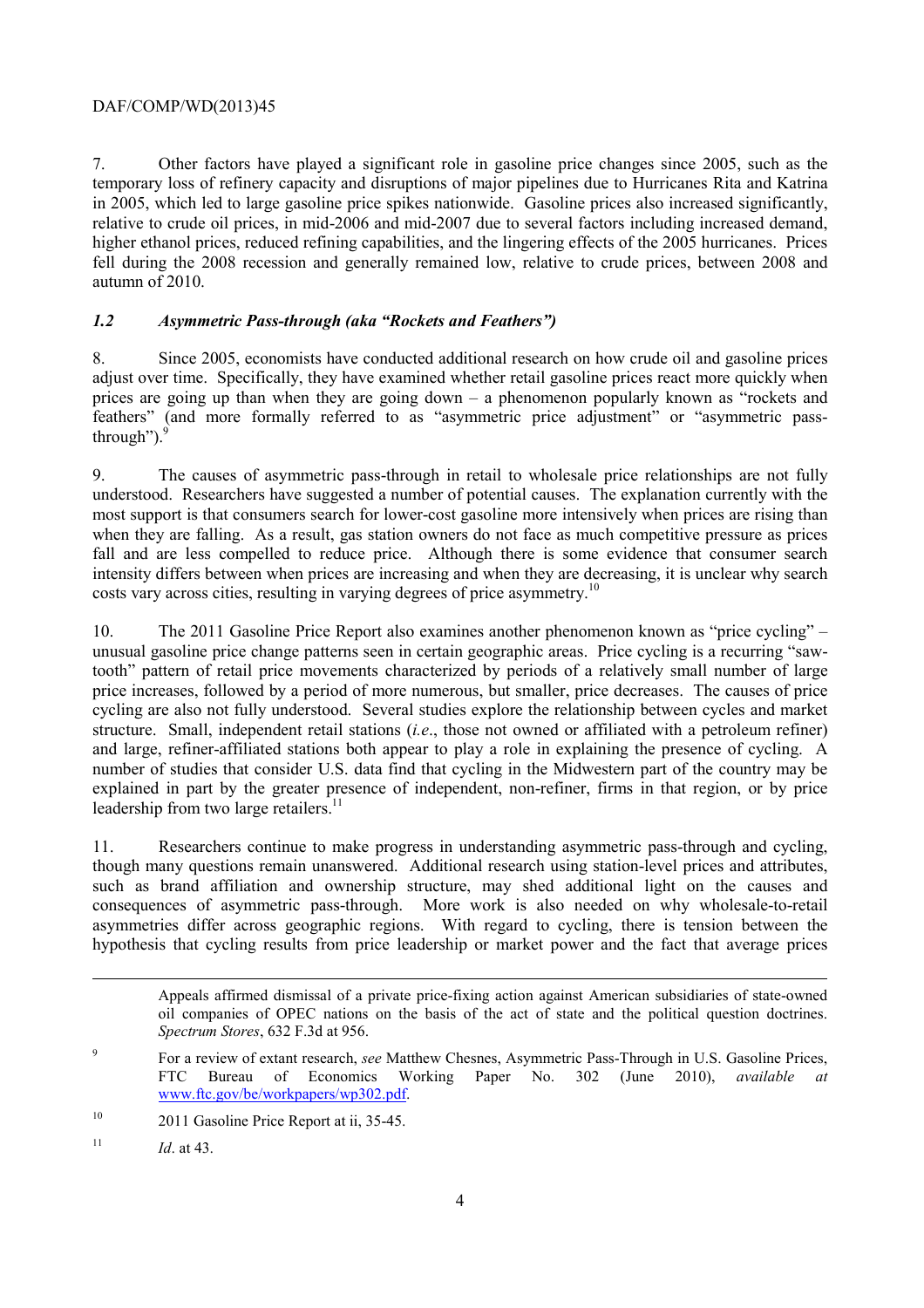7. Other factors have played a significant role in gasoline price changes since 2005, such as the temporary loss of refinery capacity and disruptions of major pipelines due to Hurricanes Rita and Katrina in 2005, which led to large gasoline price spikes nationwide. Gasoline prices also increased significantly, relative to crude oil prices, in mid-2006 and mid-2007 due to several factors including increased demand, higher ethanol prices, reduced refining capabilities, and the lingering effects of the 2005 hurricanes. Prices fell during the 2008 recession and generally remained low, relative to crude prices, between 2008 and autumn of 2010.

### *1.2 Asymmetric Pass-through (aka "Rockets and Feathers")*

8. Since 2005, economists have conducted additional research on how crude oil and gasoline prices adjust over time. Specifically, they have examined whether retail gasoline prices react more quickly when prices are going up than when they are going down – a phenomenon popularly known as "rockets and feathers" (and more formally referred to as "asymmetric price adjustment" or "asymmetric pass-through").[9]

9. The causes of asymmetric pass-through in retail to wholesale price relationships are not fully understood. Researchers have suggested a number of potential causes. The explanation currently with the most support is that consumers search for lower-cost gasoline more intensively when prices are rising than when they are falling. As a result, gas station owners do not face as much competitive pressure as prices fall and are less compelled to reduce price. Although there is some evidence that consumer search intensity differs between when prices are increasing and when they are decreasing, it is unclear why search costs vary across cities, resulting in varying degrees of price asymmetry.[10]

10. The 2011 Gasoline Price Report also examines another phenomenon known as "price cycling" – unusual gasoline price change patterns seen in certain geographic areas. Price cycling is a recurring "saw-tooth" pattern of retail price movements characterized by periods of a relatively small number of large price increases, followed by a period of more numerous, but smaller, price decreases. The causes of price cycling are also not fully understood. Several studies explore the relationship between cycles and market structure. Small, independent retail stations (*i.e*., those not owned or affiliated with a petroleum refiner) and large, refiner-affiliated stations both appear to play a role in explaining the presence of cycling. A number of studies that consider U.S. data find that cycling in the Midwestern part of the country may be explained in part by the greater presence of independent, non-refiner, firms in that region, or by price leadership from two large retailers.[11]

11. Researchers continue to make progress in understanding asymmetric pass-through and cycling, though many questions remain unanswered. Additional research using station-level prices and attributes, such as brand affiliation and ownership structure, may shed additional light on the causes and consequences of asymmetric pass-through. More work is also needed on why wholesale-to-retail asymmetries differ across geographic regions. With regard to cycling, there is tension between the hypothesis that cycling results from price leadership or market power and the fact that average prices

---

Appeals affirmed dismissal of a private price-fixing action against American subsidiaries of state-owned oil companies of OPEC nations on the basis of the act of state and the political question doctrines. *Spectrum Stores*, 632 F.3d at 956.

[9] For a review of extant research, *see* Matthew Chesnes, Asymmetric Pass-Through in U.S. Gasoline Prices, FTC Bureau of Economics Working Paper No. 302 (June 2010), *available at* www.ftc.gov/be/workpapers/wp302.pdf.

[10] 2011 Gasoline Price Report at ii, 35-45.

[11] *Id*. at 43.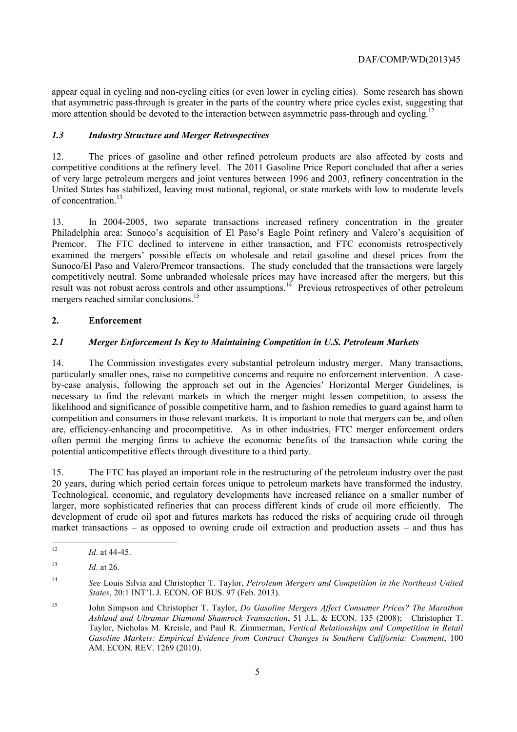appear equal in cycling and non-cycling cities (or even lower in cycling cities). Some research has shown that asymmetric pass-through is greater in the parts of the country where price cycles exist, suggesting that more attention should be devoted to the interaction between asymmetric pass-through and cycling.[12]

### *1.3 Industry Structure and Merger Retrospectives*

12. The prices of gasoline and other refined petroleum products are also affected by costs and competitive conditions at the refinery level. The 2011 Gasoline Price Report concluded that after a series of very large petroleum mergers and joint ventures between 1996 and 2003, refinery concentration in the United States has stabilized, leaving most national, regional, or state markets with low to moderate levels of concentration.[13]

13. In 2004-2005, two separate transactions increased refinery concentration in the greater Philadelphia area: Sunoco's acquisition of El Paso's Eagle Point refinery and Valero's acquisition of Premcor. The FTC declined to intervene in either transaction, and FTC economists retrospectively examined the mergers' possible effects on wholesale and retail gasoline and diesel prices from the Sunoco/El Paso and Valero/Premcor transactions. The study concluded that the transactions were largely competitively neutral. Some unbranded wholesale prices may have increased after the mergers, but this result was not robust across controls and other assumptions.[14] Previous retrospectives of other petroleum mergers reached similar conclusions.[15]

## 2. Enforcement

### *2.1 Merger Enforcement Is Key to Maintaining Competition in U.S. Petroleum Markets*

14. The Commission investigates every substantial petroleum industry merger. Many transactions, particularly smaller ones, raise no competitive concerns and require no enforcement intervention. A case-by-case analysis, following the approach set out in the Agencies' Horizontal Merger Guidelines, is necessary to find the relevant markets in which the merger might lessen competition, to assess the likelihood and significance of possible competitive harm, and to fashion remedies to guard against harm to competition and consumers in those relevant markets. It is important to note that mergers can be, and often are, efficiency-enhancing and procompetitive. As in other industries, FTC merger enforcement orders often permit the merging firms to achieve the economic benefits of the transaction while curing the potential anticompetitive effects through divestiture to a third party.

15. The FTC has played an important role in the restructuring of the petroleum industry over the past 20 years, during which period certain forces unique to petroleum markets have transformed the industry. Technological, economic, and regulatory developments have increased reliance on a smaller number of larger, more sophisticated refineries that can process different kinds of crude oil more efficiently. The development of crude oil spot and futures markets has reduced the risks of acquiring crude oil through market transactions – as opposed to owning crude oil extraction and production assets – and thus has

---

[12] *Id*. at 44-45.

[13] *Id*. at 26.

[14] *See* Louis Silvia and Christopher T. Taylor, *Petroleum Mergers and Competition in the Northeast United States*, 20:1 INT'L J. ECON. OF BUS. 97 (Feb. 2013).

[15] John Simpson and Christopher T. Taylor, *Do Gasoline Mergers Affect Consumer Prices? The Marathon Ashland and Ultramar Diamond Shamrock Transaction*, 51 J.L. & ECON. 135 (2008); Christopher T. Taylor, Nicholas M. Kreisle, and Paul R. Zimmerman, *Vertical Relationships and Competition in Retail Gasoline Markets: Empirical Evidence from Contract Changes in Southern California: Comment*, 100 AM. ECON. REV. 1269 (2010).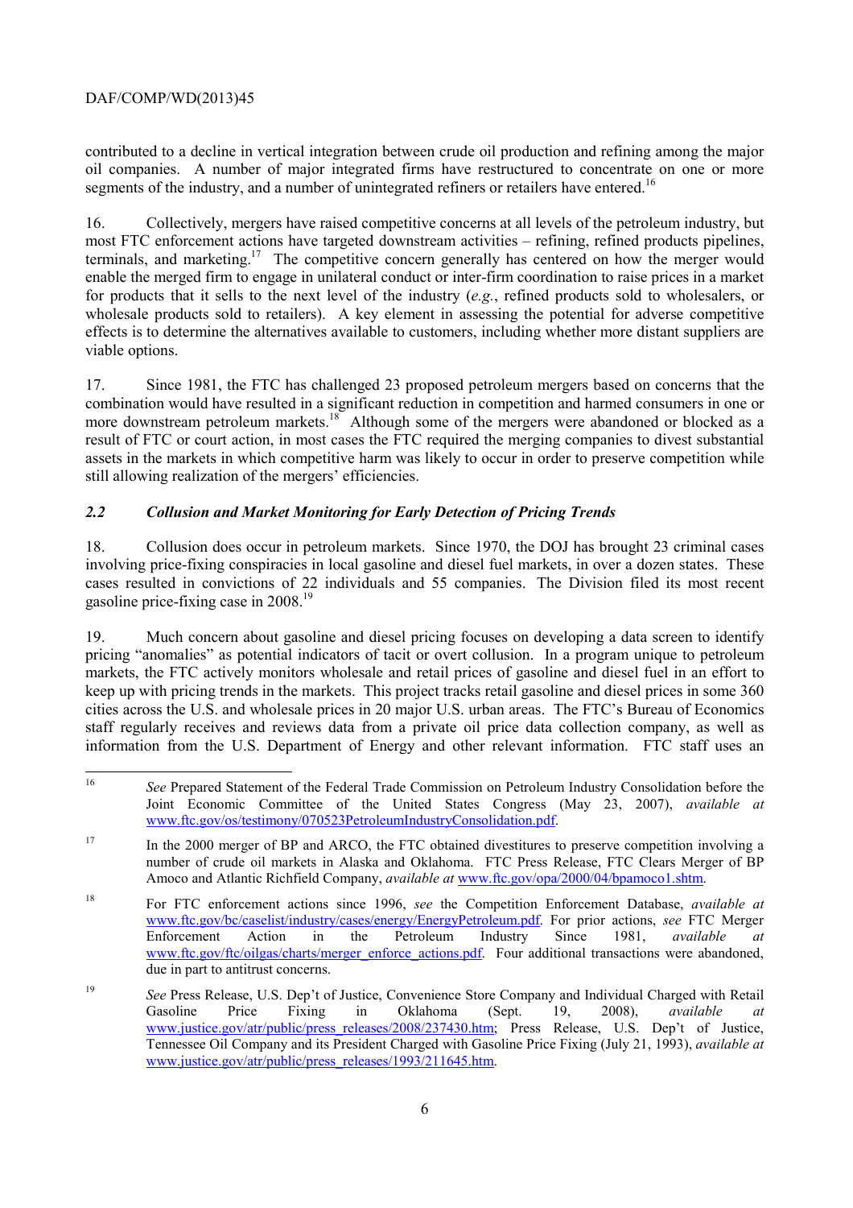contributed to a decline in vertical integration between crude oil production and refining among the major oil companies. A number of major integrated firms have restructured to concentrate on one or more segments of the industry, and a number of unintegrated refiners or retailers have entered.[16]

16. Collectively, mergers have raised competitive concerns at all levels of the petroleum industry, but most FTC enforcement actions have targeted downstream activities – refining, refined products pipelines, terminals, and marketing.[17] The competitive concern generally has centered on how the merger would enable the merged firm to engage in unilateral conduct or inter-firm coordination to raise prices in a market for products that it sells to the next level of the industry (*e.g.*, refined products sold to wholesalers, or wholesale products sold to retailers). A key element in assessing the potential for adverse competitive effects is to determine the alternatives available to customers, including whether more distant suppliers are viable options.

17. Since 1981, the FTC has challenged 23 proposed petroleum mergers based on concerns that the combination would have resulted in a significant reduction in competition and harmed consumers in one or more downstream petroleum markets.[18] Although some of the mergers were abandoned or blocked as a result of FTC or court action, in most cases the FTC required the merging companies to divest substantial assets in the markets in which competitive harm was likely to occur in order to preserve competition while still allowing realization of the mergers' efficiencies.

### *2.2 Collusion and Market Monitoring for Early Detection of Pricing Trends*

18. Collusion does occur in petroleum markets. Since 1970, the DOJ has brought 23 criminal cases involving price-fixing conspiracies in local gasoline and diesel fuel markets, in over a dozen states. These cases resulted in convictions of 22 individuals and 55 companies. The Division filed its most recent gasoline price-fixing case in 2008.[19]

19. Much concern about gasoline and diesel pricing focuses on developing a data screen to identify pricing "anomalies" as potential indicators of tacit or overt collusion. In a program unique to petroleum markets, the FTC actively monitors wholesale and retail prices of gasoline and diesel fuel in an effort to keep up with pricing trends in the markets. This project tracks retail gasoline and diesel prices in some 360 cities across the U.S. and wholesale prices in 20 major U.S. urban areas. The FTC's Bureau of Economics staff regularly receives and reviews data from a private oil price data collection company, as well as information from the U.S. Department of Energy and other relevant information. FTC staff uses an

---

16 *See* Prepared Statement of the Federal Trade Commission on Petroleum Industry Consolidation before the Joint Economic Committee of the United States Congress (May 23, 2007), *available at* www.ftc.gov/os/testimony/070523PetroleumIndustryConsolidation.pdf.

17 In the 2000 merger of BP and ARCO, the FTC obtained divestitures to preserve competition involving a number of crude oil markets in Alaska and Oklahoma. FTC Press Release, FTC Clears Merger of BP Amoco and Atlantic Richfield Company, *available at* www.ftc.gov/opa/2000/04/bpamoco1.shtm.

18 For FTC enforcement actions since 1996, *see* the Competition Enforcement Database, *available at* www.ftc.gov/bc/caselist/industry/cases/energy/EnergyPetroleum.pdf. For prior actions, *see* FTC Merger Enforcement Action in the Petroleum Industry Since 1981, *available at* www.ftc.gov/ftc/oilgas/charts/merger_enforce_actions.pdf. Four additional transactions were abandoned, due in part to antitrust concerns.

19 *See* Press Release, U.S. Dep't of Justice, Convenience Store Company and Individual Charged with Retail Gasoline Price Fixing in Oklahoma (Sept. 19, 2008), *available at* www.justice.gov/atr/public/press_releases/2008/237430.htm; Press Release, U.S. Dep't of Justice, Tennessee Oil Company and its President Charged with Gasoline Price Fixing (July 21, 1993), *available at* www.justice.gov/atr/public/press_releases/1993/211645.htm.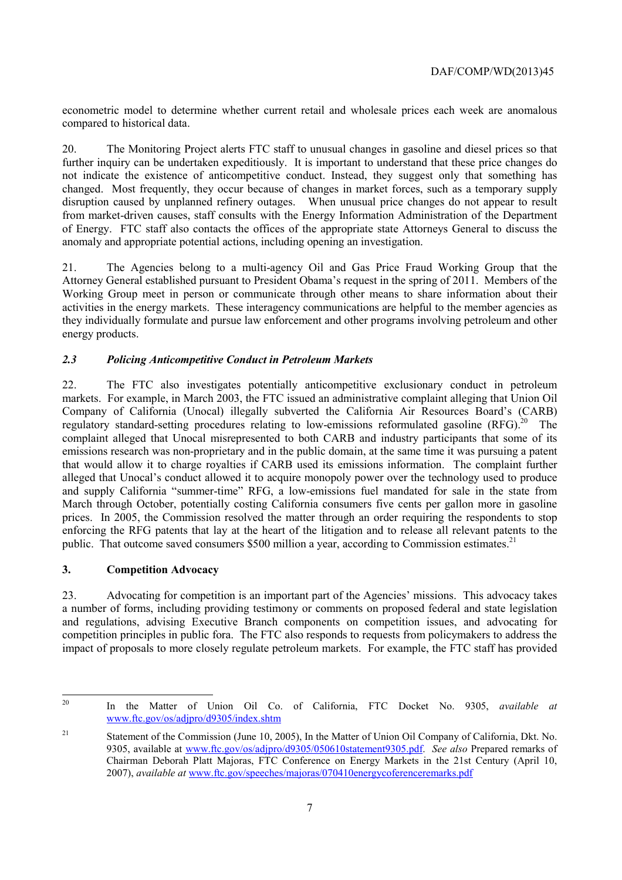econometric model to determine whether current retail and wholesale prices each week are anomalous compared to historical data.

20. The Monitoring Project alerts FTC staff to unusual changes in gasoline and diesel prices so that further inquiry can be undertaken expeditiously. It is important to understand that these price changes do not indicate the existence of anticompetitive conduct. Instead, they suggest only that something has changed. Most frequently, they occur because of changes in market forces, such as a temporary supply disruption caused by unplanned refinery outages. When unusual price changes do not appear to result from market-driven causes, staff consults with the Energy Information Administration of the Department of Energy. FTC staff also contacts the offices of the appropriate state Attorneys General to discuss the anomaly and appropriate potential actions, including opening an investigation.

21. The Agencies belong to a multi-agency Oil and Gas Price Fraud Working Group that the Attorney General established pursuant to President Obama's request in the spring of 2011. Members of the Working Group meet in person or communicate through other means to share information about their activities in the energy markets. These interagency communications are helpful to the member agencies as they individually formulate and pursue law enforcement and other programs involving petroleum and other energy products.

### *2.3 Policing Anticompetitive Conduct in Petroleum Markets*

22. The FTC also investigates potentially anticompetitive exclusionary conduct in petroleum markets. For example, in March 2003, the FTC issued an administrative complaint alleging that Union Oil Company of California (Unocal) illegally subverted the California Air Resources Board's (CARB) regulatory standard-setting procedures relating to low-emissions reformulated gasoline (RFG).[20] The complaint alleged that Unocal misrepresented to both CARB and industry participants that some of its emissions research was non-proprietary and in the public domain, at the same time it was pursuing a patent that would allow it to charge royalties if CARB used its emissions information. The complaint further alleged that Unocal's conduct allowed it to acquire monopoly power over the technology used to produce and supply California "summer-time" RFG, a low-emissions fuel mandated for sale in the state from March through October, potentially costing California consumers five cents per gallon more in gasoline prices. In 2005, the Commission resolved the matter through an order requiring the respondents to stop enforcing the RFG patents that lay at the heart of the litigation and to release all relevant patents to the public. That outcome saved consumers $500 million a year, according to Commission estimates.[21]

## 3. Competition Advocacy

23. Advocating for competition is an important part of the Agencies' missions. This advocacy takes a number of forms, including providing testimony or comments on proposed federal and state legislation and regulations, advising Executive Branch components on competition issues, and advocating for competition principles in public fora. The FTC also responds to requests from policymakers to address the impact of proposals to more closely regulate petroleum markets. For example, the FTC staff has provided

---

[20] In the Matter of Union Oil Co. of California, FTC Docket No. 9305, *available at* www.ftc.gov/os/adjpro/d9305/index.shtm

[21] Statement of the Commission (June 10, 2005), In the Matter of Union Oil Company of California, Dkt. No. 9305, available at www.ftc.gov/os/adjpro/d9305/050610statement9305.pdf. *See also* Prepared remarks of Chairman Deborah Platt Majoras, FTC Conference on Energy Markets in the 21st Century (April 10, 2007), *available at* www.ftc.gov/speeches/majoras/070410energycoferenceremarks.pdf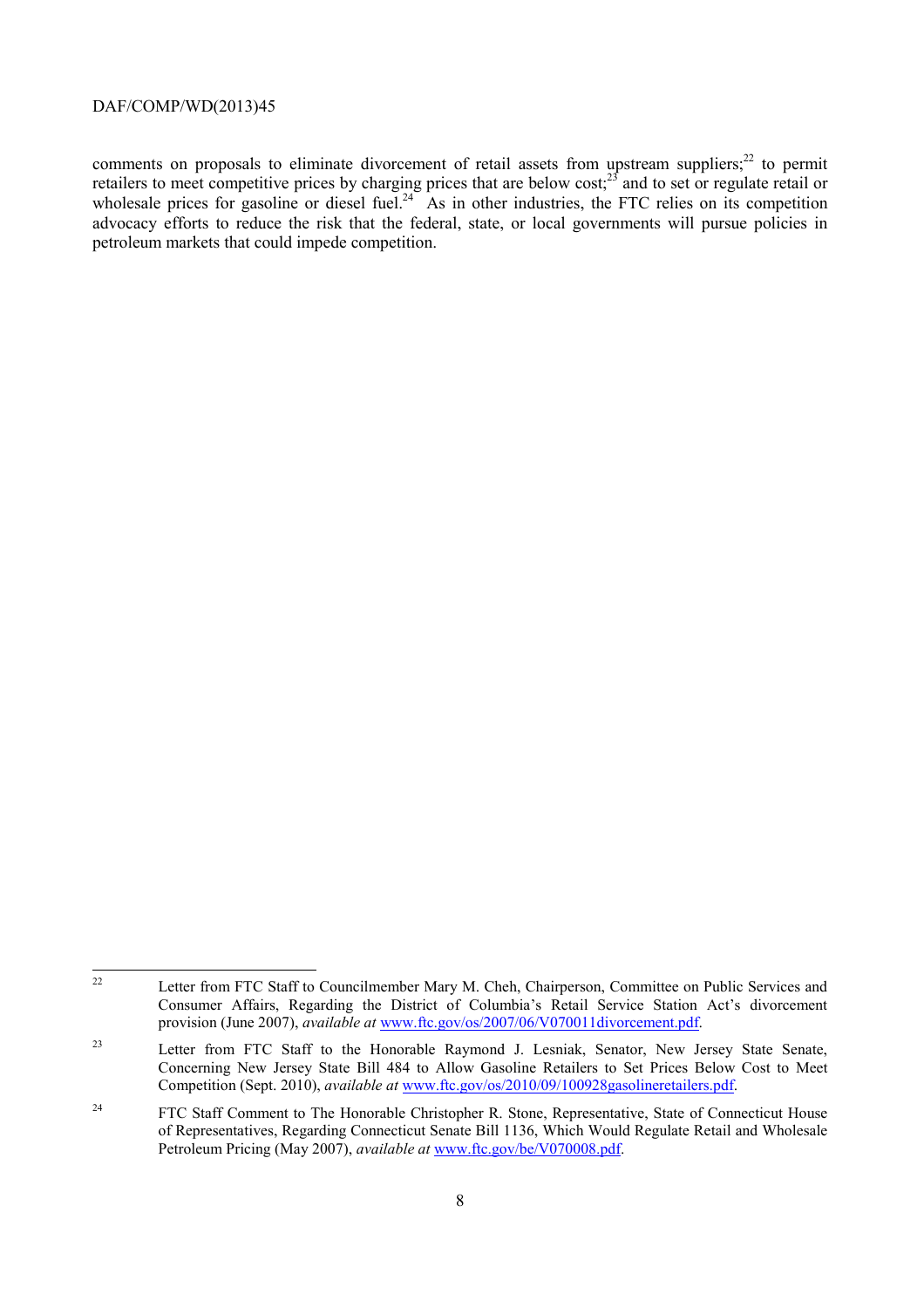comments on proposals to eliminate divorcement of retail assets from upstream suppliers;[22] to permit retailers to meet competitive prices by charging prices that are below cost;[23] and to set or regulate retail or wholesale prices for gasoline or diesel fuel.[24] As in other industries, the FTC relies on its competition advocacy efforts to reduce the risk that the federal, state, or local governments will pursue policies in petroleum markets that could impede competition.

---

[22] Letter from FTC Staff to Councilmember Mary M. Cheh, Chairperson, Committee on Public Services and Consumer Affairs, Regarding the District of Columbia's Retail Service Station Act's divorcement provision (June 2007), *available at* www.ftc.gov/os/2007/06/V070011divorcement.pdf.

[23] Letter from FTC Staff to the Honorable Raymond J. Lesniak, Senator, New Jersey State Senate, Concerning New Jersey State Bill 484 to Allow Gasoline Retailers to Set Prices Below Cost to Meet Competition (Sept. 2010), *available at* www.ftc.gov/os/2010/09/100928gasolineretailers.pdf.

[24] FTC Staff Comment to The Honorable Christopher R. Stone, Representative, State of Connecticut House of Representatives, Regarding Connecticut Senate Bill 1136, Which Would Regulate Retail and Wholesale Petroleum Pricing (May 2007), *available at* www.ftc.gov/be/V070008.pdf.